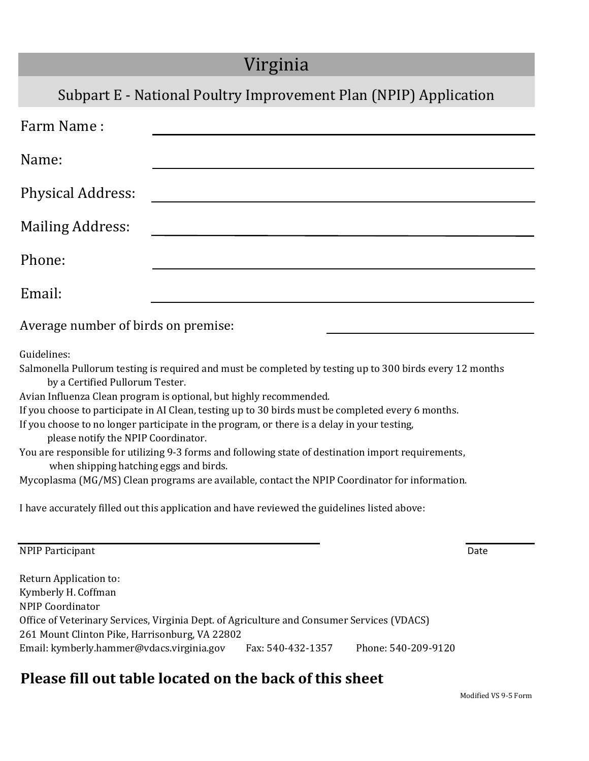# Virginia

## Subpart E - National Poultry Improvement Plan (NPIP) Application

Farm Name : ______________________________

Name: ______________________________

Physical Address: ______________________________

Mailing Address: ______________________________

Phone: ______________________________

Email: ______________________________

Average number of birds on premise: ______________________________

Guidelines:

Salmonella Pullorum testing is required and must be completed by testing up to 300 birds every 12 months by a Certified Pullorum Tester.

Avian Influenza Clean program is optional, but highly recommended.

If you choose to participate in AI Clean, testing up to 30 birds must be completed every 6 months.

If you choose to no longer participate in the program, or there is a delay in your testing, please notify the NPIP Coordinator.

You are responsible for utilizing 9-3 forms and following state of destination import requirements, when shipping hatching eggs and birds.

Mycoplasma (MG/MS) Clean programs are available, contact the NPIP Coordinator for information.

I have accurately filled out this application and have reviewed the guidelines listed above:

______________________________ ______________

NPIP Participant Date

Return Application to:
Kymberly H. Coffman
NPIP Coordinator
Office of Veterinary Services, Virginia Dept. of Agriculture and Consumer Services (VDACS)
261 Mount Clinton Pike, Harrisonburg, VA 22802
Email: kymberly.hammer@vdacs.virginia.gov Fax: 540-432-1357 Phone: 540-209-9120

**Please fill out table located on the back of this sheet**

Modified VS 9-5 Form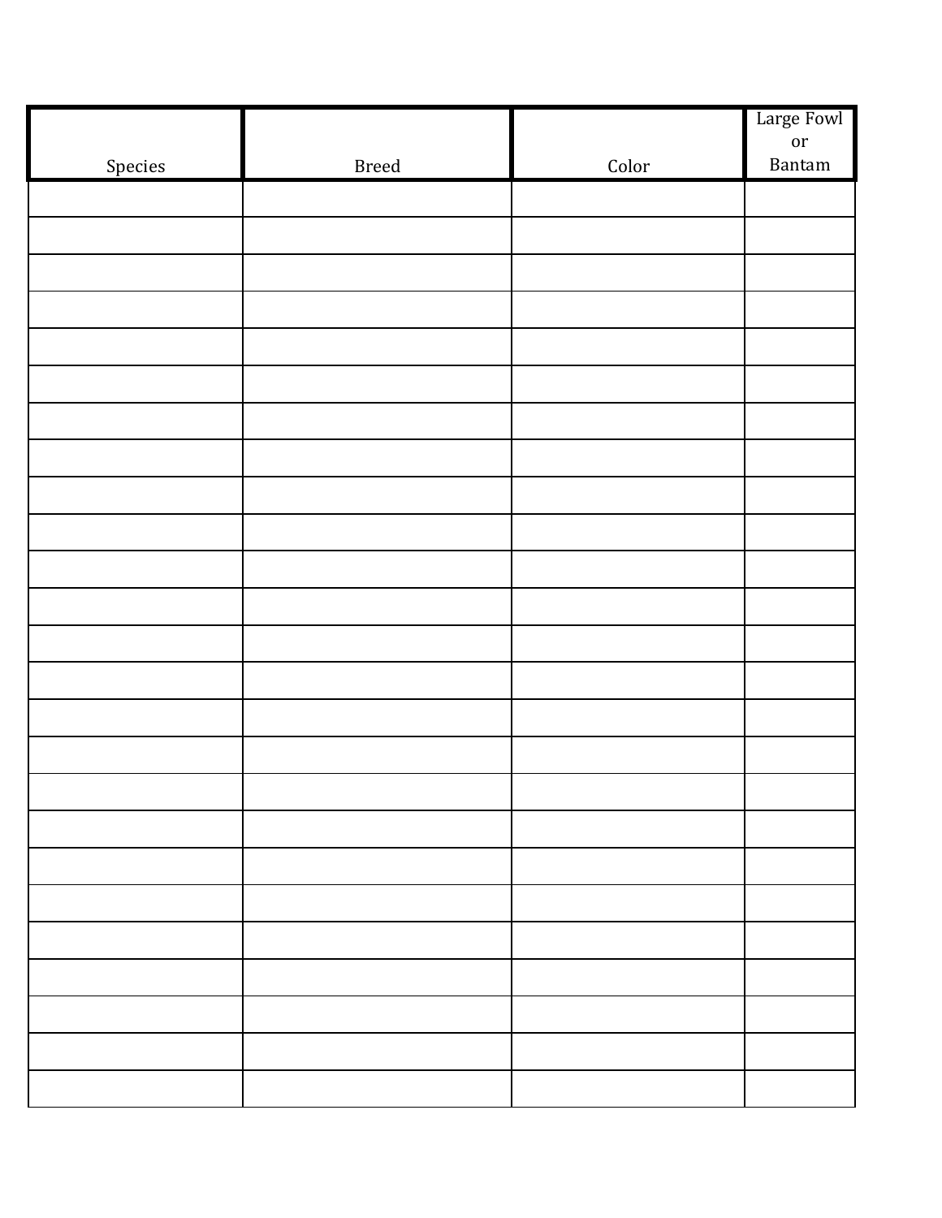| Species | Breed | Color | Large Fowl or Bantam |
|---|---|---|---|
| | | | |
| | | | |
| | | | |
| | | | |
| | | | |
| | | | |
| | | | |
| | | | |
| | | | |
| | | | |
| | | | |
| | | | |
| | | | |
| | | | |
| | | | |
| | | | |
| | | | |
| | | | |
| | | | |
| | | | |
| | | | |
| | | | |
| | | | |
| | | | |
| | | | |